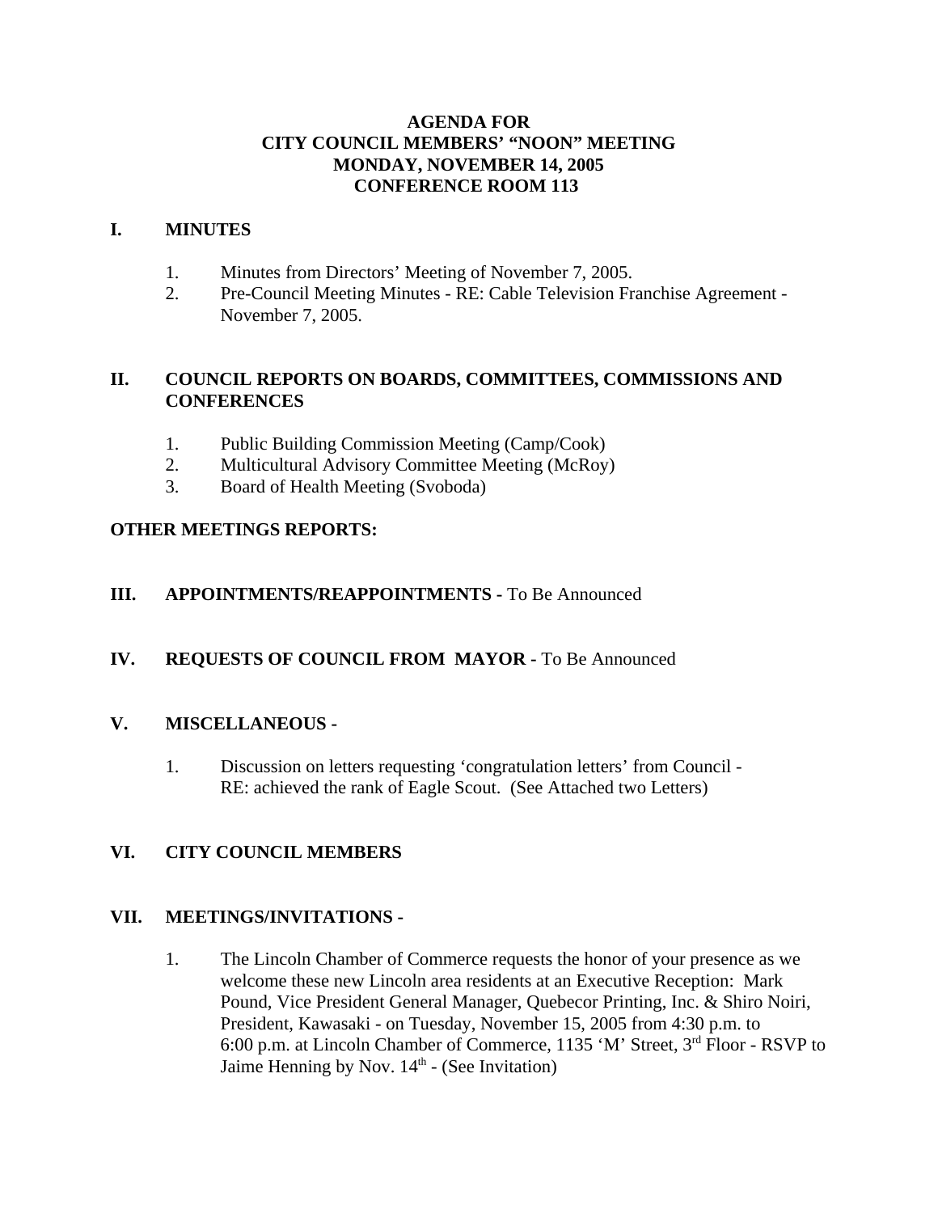**AGENDA FOR**
**CITY COUNCIL MEMBERS' "NOON" MEETING**
**MONDAY, NOVEMBER 14, 2005**
**CONFERENCE ROOM 113**

## I. MINUTES

1. Minutes from Directors' Meeting of November 7, 2005.
2. Pre-Council Meeting Minutes - RE: Cable Television Franchise Agreement - November 7, 2005.

## II. COUNCIL REPORTS ON BOARDS, COMMITTEES, COMMISSIONS AND CONFERENCES

1. Public Building Commission Meeting (Camp/Cook)
2. Multicultural Advisory Committee Meeting (McRoy)
3. Board of Health Meeting (Svoboda)

**OTHER MEETINGS REPORTS:**

## III. APPOINTMENTS/REAPPOINTMENTS - To Be Announced

## IV. REQUESTS OF COUNCIL FROM MAYOR - To Be Announced

## V. MISCELLANEOUS -

1. Discussion on letters requesting 'congratulation letters' from Council - RE: achieved the rank of Eagle Scout. (See Attached two Letters)

## VI. CITY COUNCIL MEMBERS

## VII. MEETINGS/INVITATIONS -

1. The Lincoln Chamber of Commerce requests the honor of your presence as we welcome these new Lincoln area residents at an Executive Reception: Mark Pound, Vice President General Manager, Quebecor Printing, Inc. & Shiro Noiri, President, Kawasaki - on Tuesday, November 15, 2005 from 4:30 p.m. to 6:00 p.m. at Lincoln Chamber of Commerce, 1135 'M' Street, 3rd Floor - RSVP to Jaime Henning by Nov. 14th - (See Invitation)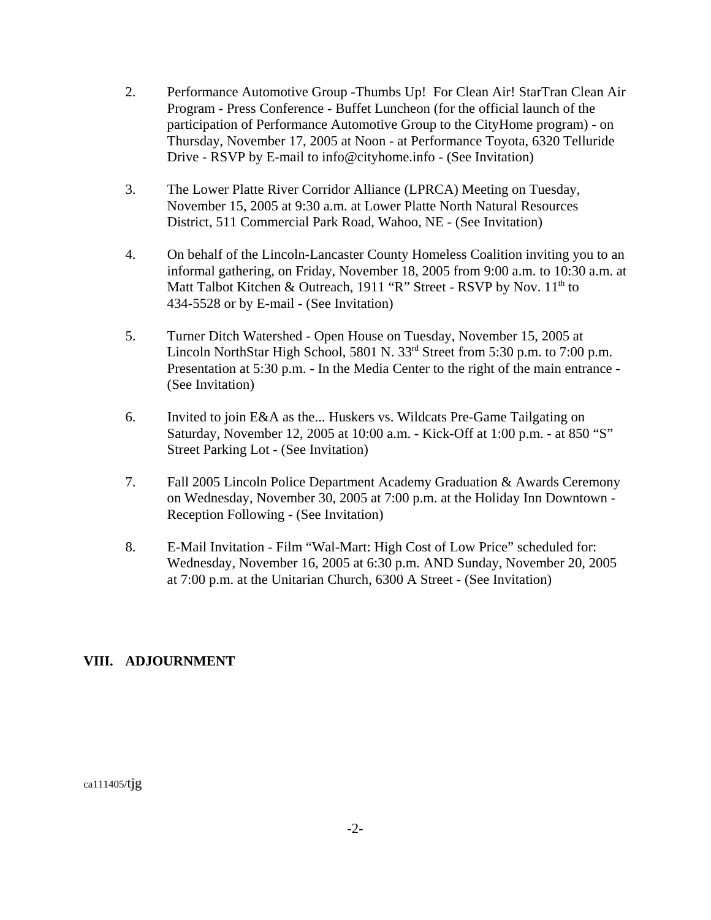2. Performance Automotive Group -Thumbs Up! For Clean Air! StarTran Clean Air Program - Press Conference - Buffet Luncheon (for the official launch of the participation of Performance Automotive Group to the CityHome program) - on Thursday, November 17, 2005 at Noon - at Performance Toyota, 6320 Telluride Drive - RSVP by E-mail to info@cityhome.info - (See Invitation)

3. The Lower Platte River Corridor Alliance (LPRCA) Meeting on Tuesday, November 15, 2005 at 9:30 a.m. at Lower Platte North Natural Resources District, 511 Commercial Park Road, Wahoo, NE - (See Invitation)

4. On behalf of the Lincoln-Lancaster County Homeless Coalition inviting you to an informal gathering, on Friday, November 18, 2005 from 9:00 a.m. to 10:30 a.m. at Matt Talbot Kitchen & Outreach, 1911 "R" Street - RSVP by Nov. 11th to 434-5528 or by E-mail - (See Invitation)

5. Turner Ditch Watershed - Open House on Tuesday, November 15, 2005 at Lincoln NorthStar High School, 5801 N. 33rd Street from 5:30 p.m. to 7:00 p.m. Presentation at 5:30 p.m. - In the Media Center to the right of the main entrance - (See Invitation)

6. Invited to join E&A as the... Huskers vs. Wildcats Pre-Game Tailgating on Saturday, November 12, 2005 at 10:00 a.m. - Kick-Off at 1:00 p.m. - at 850 "S" Street Parking Lot - (See Invitation)

7. Fall 2005 Lincoln Police Department Academy Graduation & Awards Ceremony on Wednesday, November 30, 2005 at 7:00 p.m. at the Holiday Inn Downtown - Reception Following - (See Invitation)

8. E-Mail Invitation - Film "Wal-Mart: High Cost of Low Price" scheduled for: Wednesday, November 16, 2005 at 6:30 p.m. AND Sunday, November 20, 2005 at 7:00 p.m. at the Unitarian Church, 6300 A Street - (See Invitation)

## VIII. ADJOURNMENT

ca111405/tjg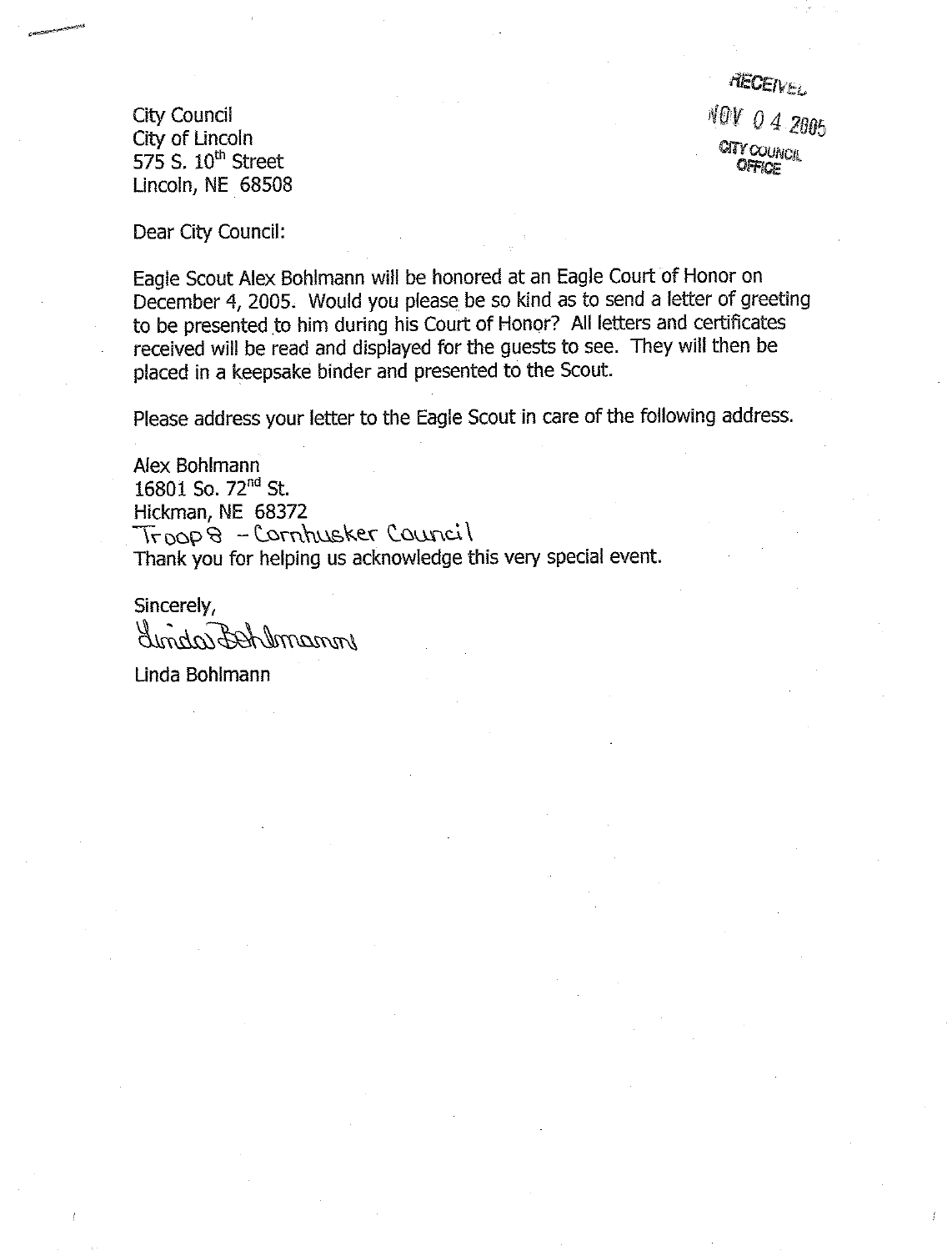RECEIVED
NOV 04 2005
CITY COUNCIL
OFFICE

City Council
City of Lincoln
575 S. 10th Street
Lincoln, NE 68508

Dear City Council:

Eagle Scout Alex Bohlmann will be honored at an Eagle Court of Honor on December 4, 2005. Would you please be so kind as to send a letter of greeting to be presented to him during his Court of Honor? All letters and certificates received will be read and displayed for the guests to see. They will then be placed in a keepsake binder and presented to the Scout.

Please address your letter to the Eagle Scout in care of the following address.

Alex Bohlmann
16801 So. 72nd St.
Hickman, NE 68372
Troop 8 – Cornhusker Council

Thank you for helping us acknowledge this very special event.

Sincerely,

Linda Bohlmann

Linda Bohlmann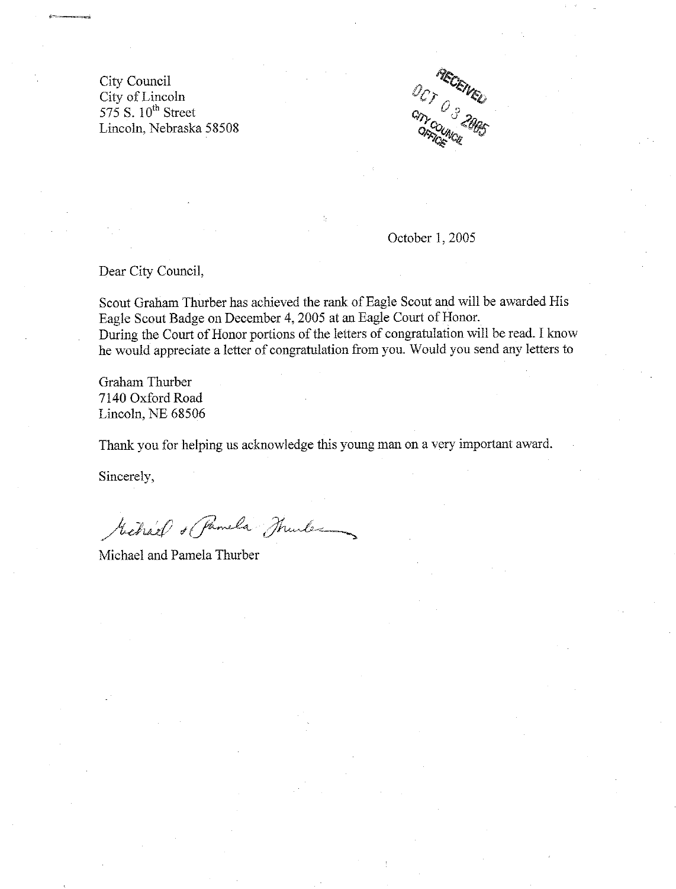City Council
City of Lincoln
575 S. 10th Street
Lincoln, Nebraska 58508

RECEIVED
OCT 03 2005
CITY COUNCIL
OFFICE

October 1, 2005

Dear City Council,

Scout Graham Thurber has achieved the rank of Eagle Scout and will be awarded His Eagle Scout Badge on December 4, 2005 at an Eagle Court of Honor.
During the Court of Honor portions of the letters of congratulation will be read. I know he would appreciate a letter of congratulation from you. Would you send any letters to

Graham Thurber
7140 Oxford Road
Lincoln, NE 68506

Thank you for helping us acknowledge this young man on a very important award.

Sincerely,

Michael & Pamela Thurber

Michael and Pamela Thurber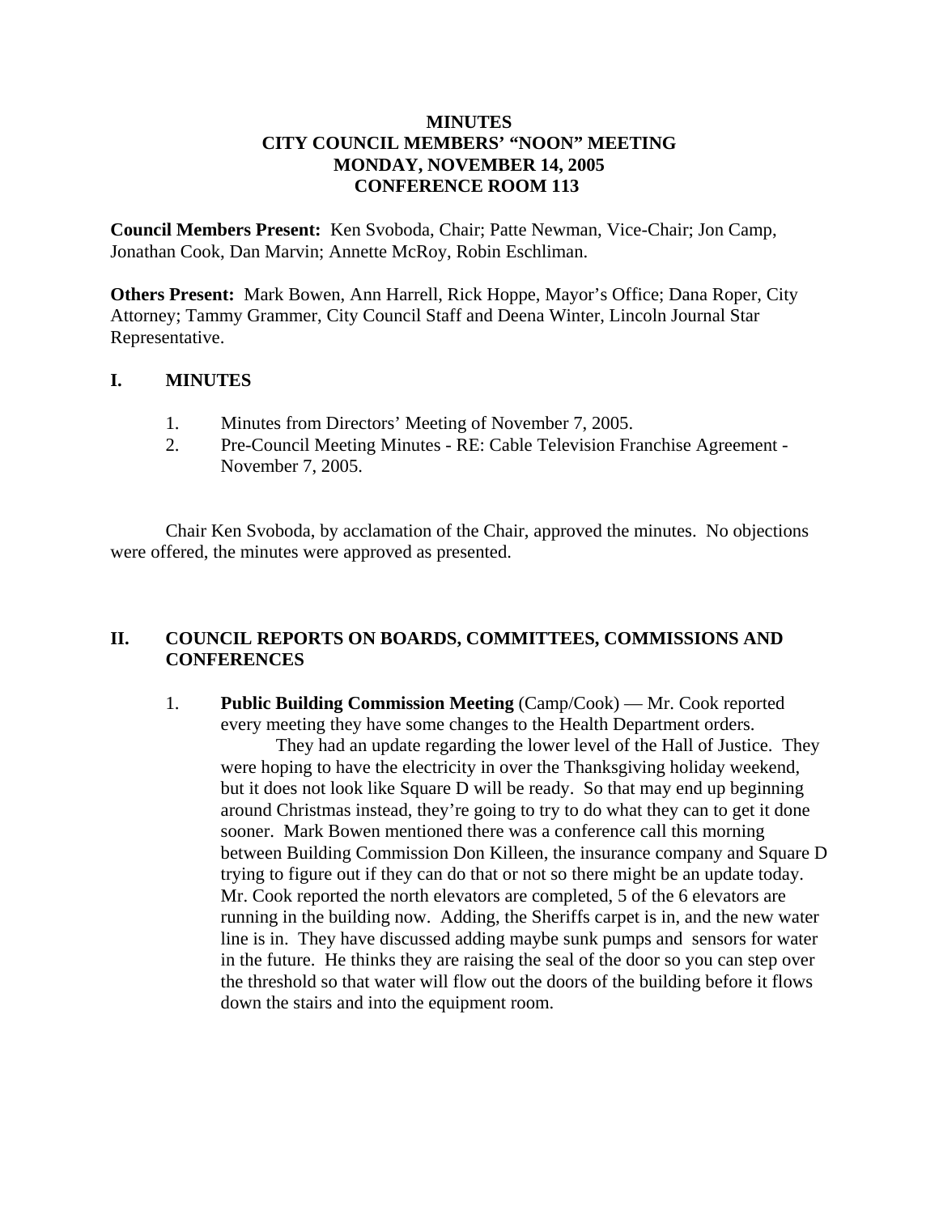**MINUTES**
**CITY COUNCIL MEMBERS' "NOON" MEETING**
**MONDAY, NOVEMBER 14, 2005**
**CONFERENCE ROOM 113**

**Council Members Present:** Ken Svoboda, Chair; Patte Newman, Vice-Chair; Jon Camp, Jonathan Cook, Dan Marvin; Annette McRoy, Robin Eschliman.

**Others Present:** Mark Bowen, Ann Harrell, Rick Hoppe, Mayor's Office; Dana Roper, City Attorney; Tammy Grammer, City Council Staff and Deena Winter, Lincoln Journal Star Representative.

## I. MINUTES

1. Minutes from Directors' Meeting of November 7, 2005.
2. Pre-Council Meeting Minutes - RE: Cable Television Franchise Agreement - November 7, 2005.

Chair Ken Svoboda, by acclamation of the Chair, approved the minutes. No objections were offered, the minutes were approved as presented.

## II. COUNCIL REPORTS ON BOARDS, COMMITTEES, COMMISSIONS AND CONFERENCES

1. **Public Building Commission Meeting** (Camp/Cook) — Mr. Cook reported every meeting they have some changes to the Health Department orders.

   They had an update regarding the lower level of the Hall of Justice. They were hoping to have the electricity in over the Thanksgiving holiday weekend, but it does not look like Square D will be ready. So that may end up beginning around Christmas instead, they're going to try to do what they can to get it done sooner. Mark Bowen mentioned there was a conference call this morning between Building Commission Don Killeen, the insurance company and Square D trying to figure out if they can do that or not so there might be an update today. Mr. Cook reported the north elevators are completed, 5 of the 6 elevators are running in the building now. Adding, the Sheriffs carpet is in, and the new water line is in. They have discussed adding maybe sunk pumps and sensors for water in the future. He thinks they are raising the seal of the door so you can step over the threshold so that water will flow out the doors of the building before it flows down the stairs and into the equipment room.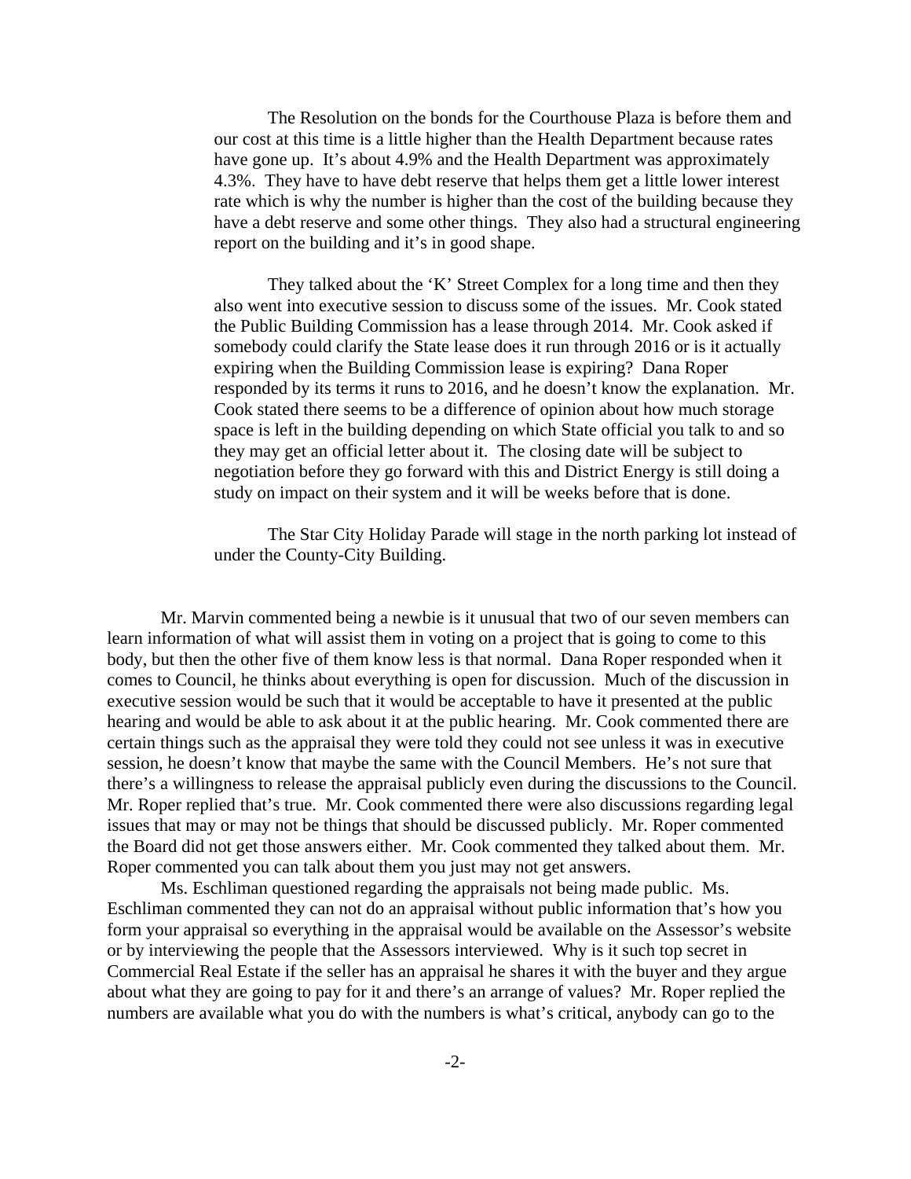The Resolution on the bonds for the Courthouse Plaza is before them and our cost at this time is a little higher than the Health Department because rates have gone up. It's about 4.9% and the Health Department was approximately 4.3%. They have to have debt reserve that helps them get a little lower interest rate which is why the number is higher than the cost of the building because they have a debt reserve and some other things. They also had a structural engineering report on the building and it's in good shape.

They talked about the 'K' Street Complex for a long time and then they also went into executive session to discuss some of the issues. Mr. Cook stated the Public Building Commission has a lease through 2014. Mr. Cook asked if somebody could clarify the State lease does it run through 2016 or is it actually expiring when the Building Commission lease is expiring? Dana Roper responded by its terms it runs to 2016, and he doesn't know the explanation. Mr. Cook stated there seems to be a difference of opinion about how much storage space is left in the building depending on which State official you talk to and so they may get an official letter about it. The closing date will be subject to negotiation before they go forward with this and District Energy is still doing a study on impact on their system and it will be weeks before that is done.

The Star City Holiday Parade will stage in the north parking lot instead of under the County-City Building.

Mr. Marvin commented being a newbie is it unusual that two of our seven members can learn information of what will assist them in voting on a project that is going to come to this body, but then the other five of them know less is that normal. Dana Roper responded when it comes to Council, he thinks about everything is open for discussion. Much of the discussion in executive session would be such that it would be acceptable to have it presented at the public hearing and would be able to ask about it at the public hearing. Mr. Cook commented there are certain things such as the appraisal they were told they could not see unless it was in executive session, he doesn't know that maybe the same with the Council Members. He's not sure that there's a willingness to release the appraisal publicly even during the discussions to the Council. Mr. Roper replied that's true. Mr. Cook commented there were also discussions regarding legal issues that may or may not be things that should be discussed publicly. Mr. Roper commented the Board did not get those answers either. Mr. Cook commented they talked about them. Mr. Roper commented you can talk about them you just may not get answers.

Ms. Eschliman questioned regarding the appraisals not being made public. Ms. Eschliman commented they can not do an appraisal without public information that's how you form your appraisal so everything in the appraisal would be available on the Assessor's website or by interviewing the people that the Assessors interviewed. Why is it such top secret in Commercial Real Estate if the seller has an appraisal he shares it with the buyer and they argue about what they are going to pay for it and there's an arrange of values? Mr. Roper replied the numbers are available what you do with the numbers is what's critical, anybody can go to the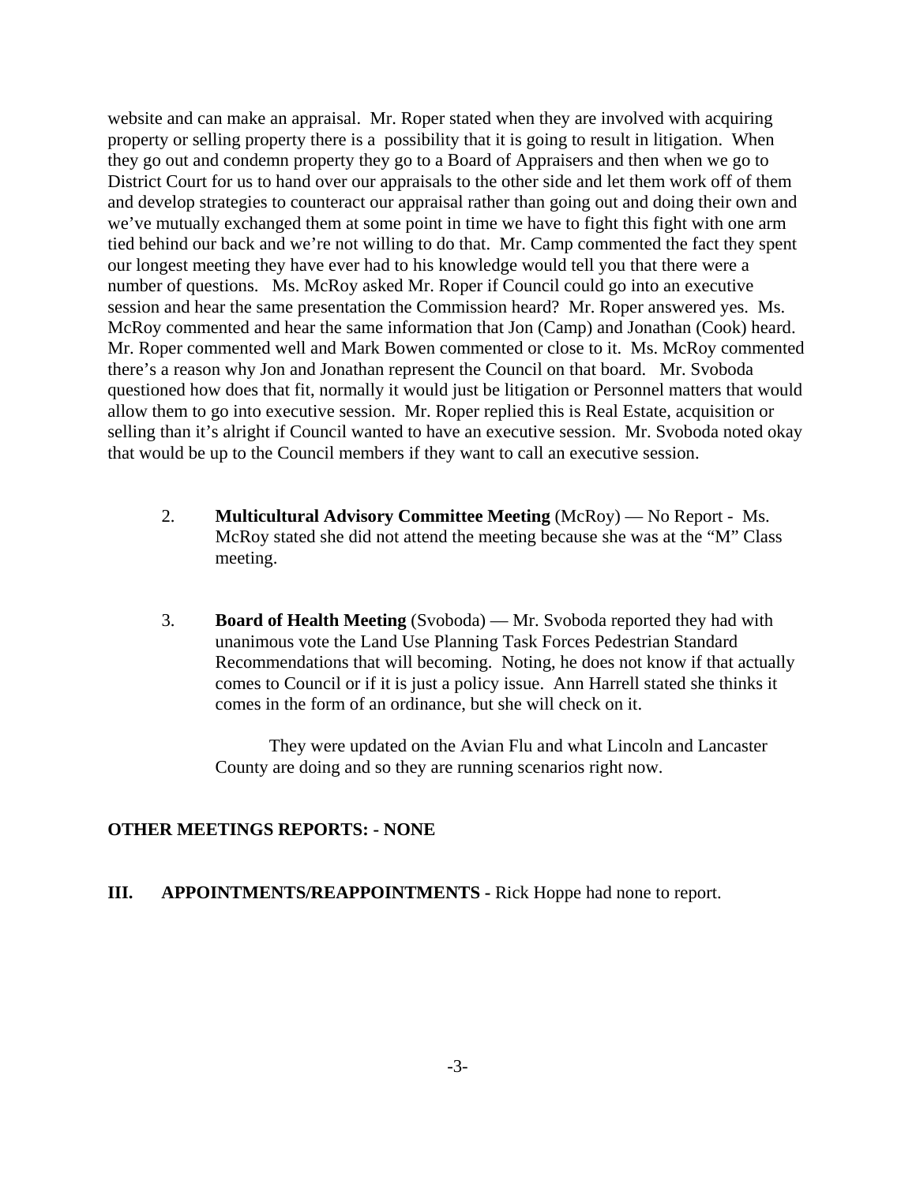website and can make an appraisal. Mr. Roper stated when they are involved with acquiring property or selling property there is a possibility that it is going to result in litigation. When they go out and condemn property they go to a Board of Appraisers and then when we go to District Court for us to hand over our appraisals to the other side and let them work off of them and develop strategies to counteract our appraisal rather than going out and doing their own and we've mutually exchanged them at some point in time we have to fight this fight with one arm tied behind our back and we're not willing to do that. Mr. Camp commented the fact they spent our longest meeting they have ever had to his knowledge would tell you that there were a number of questions. Ms. McRoy asked Mr. Roper if Council could go into an executive session and hear the same presentation the Commission heard? Mr. Roper answered yes. Ms. McRoy commented and hear the same information that Jon (Camp) and Jonathan (Cook) heard. Mr. Roper commented well and Mark Bowen commented or close to it. Ms. McRoy commented there's a reason why Jon and Jonathan represent the Council on that board. Mr. Svoboda questioned how does that fit, normally it would just be litigation or Personnel matters that would allow them to go into executive session. Mr. Roper replied this is Real Estate, acquisition or selling than it's alright if Council wanted to have an executive session. Mr. Svoboda noted okay that would be up to the Council members if they want to call an executive session.

2. **Multicultural Advisory Committee Meeting** (McRoy) — No Report - Ms. McRoy stated she did not attend the meeting because she was at the "M" Class meeting.

3. **Board of Health Meeting** (Svoboda) — Mr. Svoboda reported they had with unanimous vote the Land Use Planning Task Forces Pedestrian Standard Recommendations that will becoming. Noting, he does not know if that actually comes to Council or if it is just a policy issue. Ann Harrell stated she thinks it comes in the form of an ordinance, but she will check on it.

   They were updated on the Avian Flu and what Lincoln and Lancaster County are doing and so they are running scenarios right now.

**OTHER MEETINGS REPORTS: - NONE**

**III. APPOINTMENTS/REAPPOINTMENTS -** Rick Hoppe had none to report.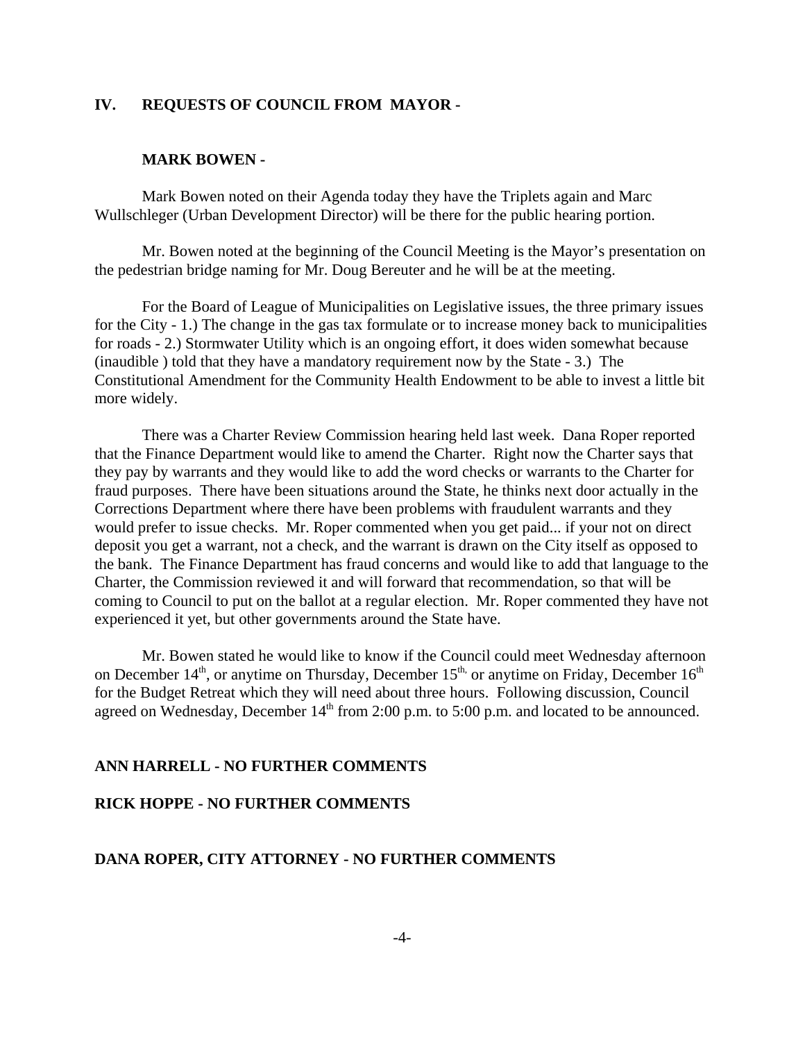## IV. REQUESTS OF COUNCIL FROM MAYOR -

### MARK BOWEN -

Mark Bowen noted on their Agenda today they have the Triplets again and Marc Wullschleger (Urban Development Director) will be there for the public hearing portion.

Mr. Bowen noted at the beginning of the Council Meeting is the Mayor's presentation on the pedestrian bridge naming for Mr. Doug Bereuter and he will be at the meeting.

For the Board of League of Municipalities on Legislative issues, the three primary issues for the City - 1.) The change in the gas tax formulate or to increase money back to municipalities for roads - 2.) Stormwater Utility which is an ongoing effort, it does widen somewhat because (inaudible ) told that they have a mandatory requirement now by the State - 3.) The Constitutional Amendment for the Community Health Endowment to be able to invest a little bit more widely.

There was a Charter Review Commission hearing held last week. Dana Roper reported that the Finance Department would like to amend the Charter. Right now the Charter says that they pay by warrants and they would like to add the word checks or warrants to the Charter for fraud purposes. There have been situations around the State, he thinks next door actually in the Corrections Department where there have been problems with fraudulent warrants and they would prefer to issue checks. Mr. Roper commented when you get paid... if your not on direct deposit you get a warrant, not a check, and the warrant is drawn on the City itself as opposed to the bank. The Finance Department has fraud concerns and would like to add that language to the Charter, the Commission reviewed it and will forward that recommendation, so that will be coming to Council to put on the ballot at a regular election. Mr. Roper commented they have not experienced it yet, but other governments around the State have.

Mr. Bowen stated he would like to know if the Council could meet Wednesday afternoon on December 14th, or anytime on Thursday, December 15th, or anytime on Friday, December 16th for the Budget Retreat which they will need about three hours. Following discussion, Council agreed on Wednesday, December 14th from 2:00 p.m. to 5:00 p.m. and located to be announced.

### ANN HARRELL - NO FURTHER COMMENTS

### RICK HOPPE - NO FURTHER COMMENTS

### DANA ROPER, CITY ATTORNEY - NO FURTHER COMMENTS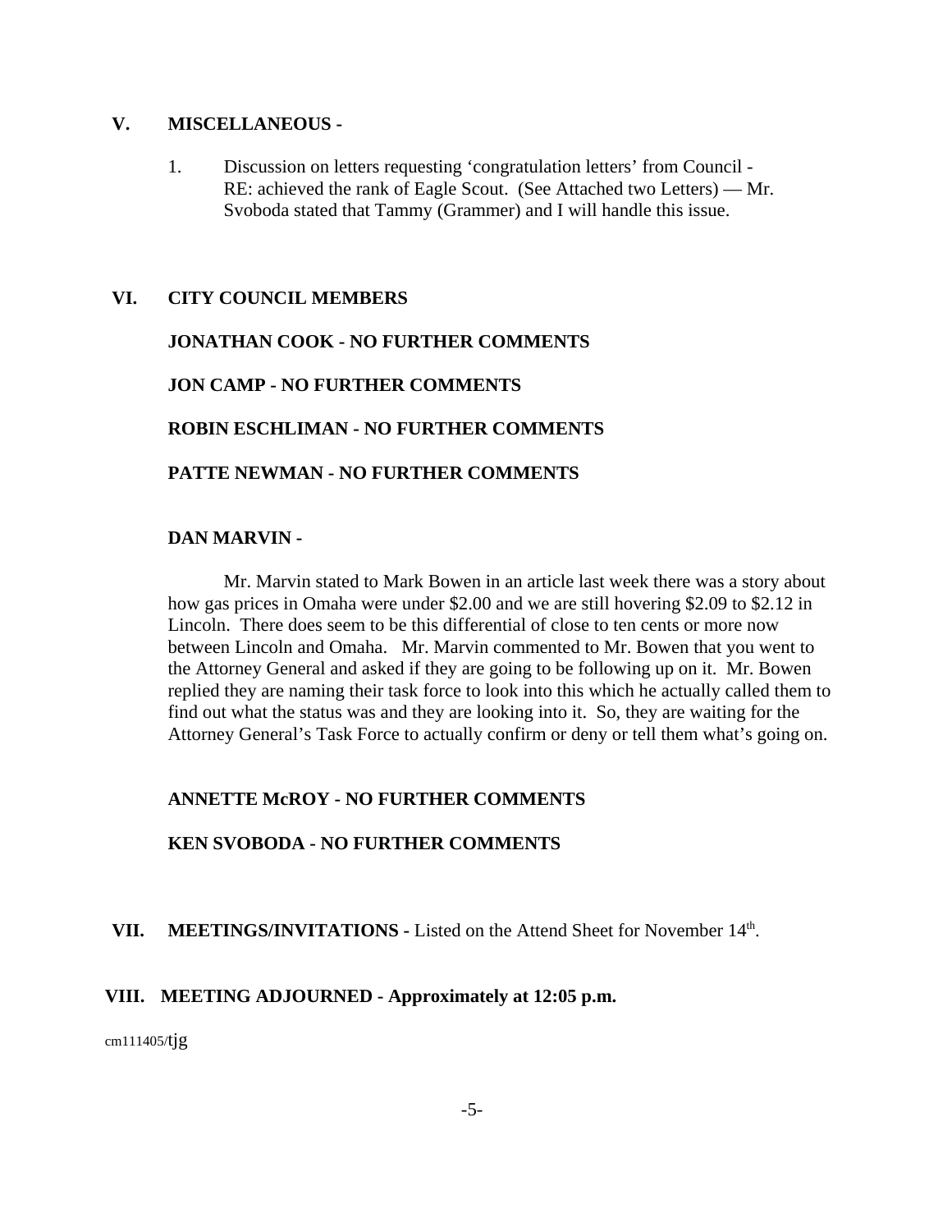## V. MISCELLANEOUS -

1. Discussion on letters requesting 'congratulation letters' from Council - RE: achieved the rank of Eagle Scout. (See Attached two Letters) — Mr. Svoboda stated that Tammy (Grammer) and I will handle this issue.

## VI. CITY COUNCIL MEMBERS

**JONATHAN COOK - NO FURTHER COMMENTS**

**JON CAMP - NO FURTHER COMMENTS**

**ROBIN ESCHLIMAN - NO FURTHER COMMENTS**

**PATTE NEWMAN - NO FURTHER COMMENTS**

**DAN MARVIN -**

Mr. Marvin stated to Mark Bowen in an article last week there was a story about how gas prices in Omaha were under $2.00 and we are still hovering $2.09 to $2.12 in Lincoln. There does seem to be this differential of close to ten cents or more now between Lincoln and Omaha. Mr. Marvin commented to Mr. Bowen that you went to the Attorney General and asked if they are going to be following up on it. Mr. Bowen replied they are naming their task force to look into this which he actually called them to find out what the status was and they are looking into it. So, they are waiting for the Attorney General's Task Force to actually confirm or deny or tell them what's going on.

**ANNETTE McROY - NO FURTHER COMMENTS**

**KEN SVOBODA - NO FURTHER COMMENTS**

## VII. MEETINGS/INVITATIONS - Listed on the Attend Sheet for November 14th.

## VIII. MEETING ADJOURNED - Approximately at 12:05 p.m.

cm111405/tjg